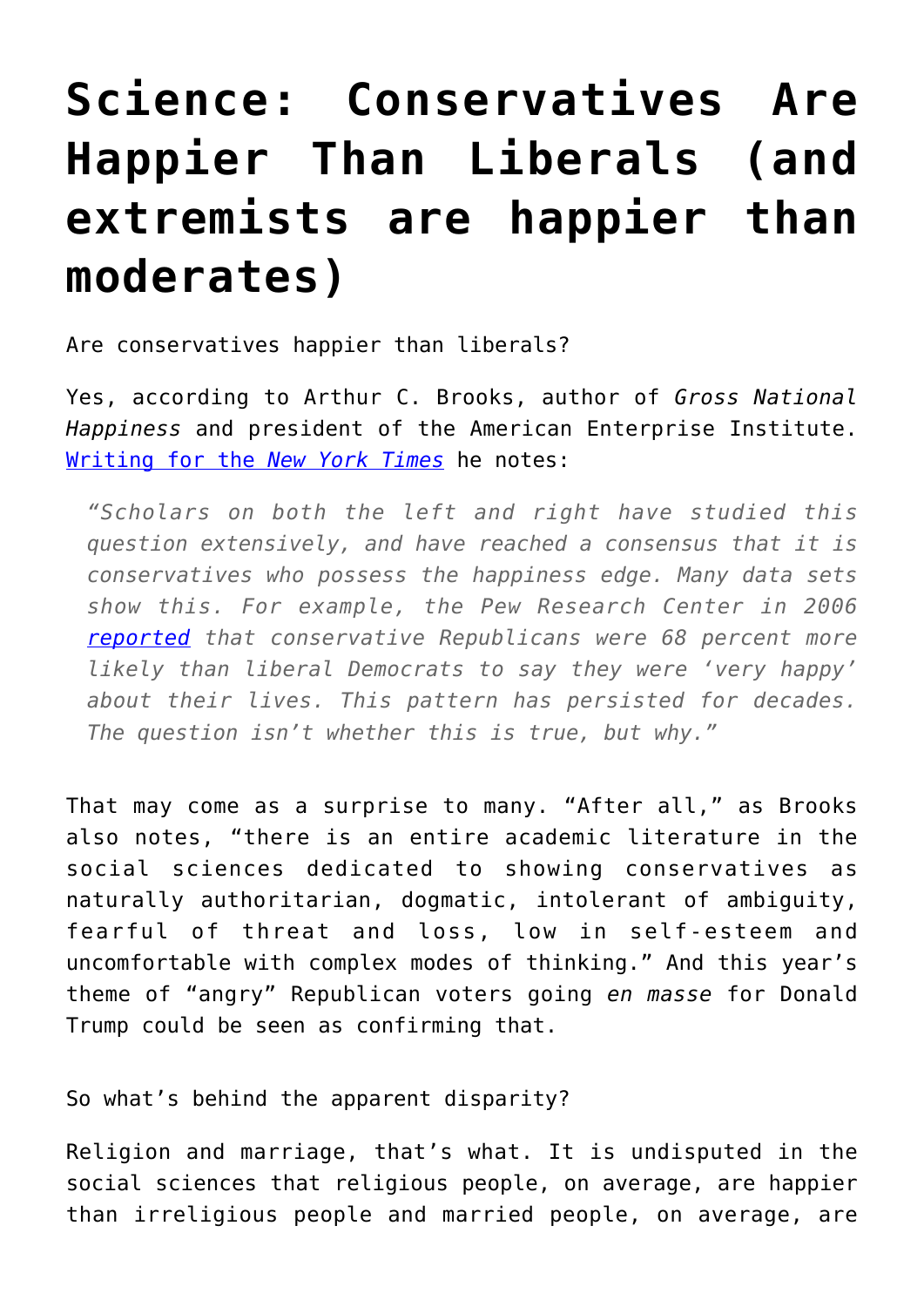# Science: Conservatives Are Happier Than Liberals (and extremists are happier than moderates)

Are conservatives happier than liberals?

Yes, according to Arthur C. Brooks, author of *Gross National Happiness* and president of the American Enterprise Institute. [Writing for the *New York Times*]() he notes:

> *"Scholars on both the left and right have studied this question extensively, and have reached a consensus that it is conservatives who possess the happiness edge. Many data sets show this. For example, the Pew Research Center in 2006 [reported]() that conservative Republicans were 68 percent more likely than liberal Democrats to say they were 'very happy' about their lives. This pattern has persisted for decades. The question isn't whether this is true, but why."*

That may come as a surprise to many. "After all," as Brooks also notes, "there is an entire academic literature in the social sciences dedicated to showing conservatives as naturally authoritarian, dogmatic, intolerant of ambiguity, fearful of threat and loss, low in self-esteem and uncomfortable with complex modes of thinking." And this year's theme of "angry" Republican voters going *en masse* for Donald Trump could be seen as confirming that.

So what's behind the apparent disparity?

Religion and marriage, that's what. It is undisputed in the social sciences that religious people, on average, are happier than irreligious people and married people, on average, are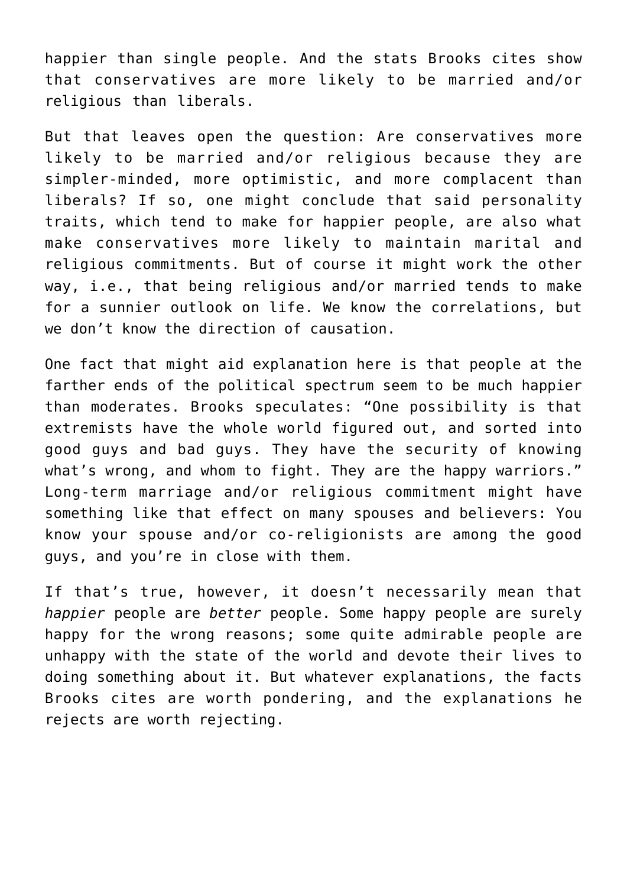happier than single people. And the stats Brooks cites show that conservatives are more likely to be married and/or religious than liberals.

But that leaves open the question: Are conservatives more likely to be married and/or religious because they are simpler-minded, more optimistic, and more complacent than liberals? If so, one might conclude that said personality traits, which tend to make for happier people, are also what make conservatives more likely to maintain marital and religious commitments. But of course it might work the other way, i.e., that being religious and/or married tends to make for a sunnier outlook on life. We know the correlations, but we don't know the direction of causation.

One fact that might aid explanation here is that people at the farther ends of the political spectrum seem to be much happier than moderates. Brooks speculates: "One possibility is that extremists have the whole world figured out, and sorted into good guys and bad guys. They have the security of knowing what's wrong, and whom to fight. They are the happy warriors." Long-term marriage and/or religious commitment might have something like that effect on many spouses and believers: You know your spouse and/or co-religionists are among the good guys, and you're in close with them.

If that's true, however, it doesn't necessarily mean that *happier* people are *better* people. Some happy people are surely happy for the wrong reasons; some quite admirable people are unhappy with the state of the world and devote their lives to doing something about it. But whatever explanations, the facts Brooks cites are worth pondering, and the explanations he rejects are worth rejecting.